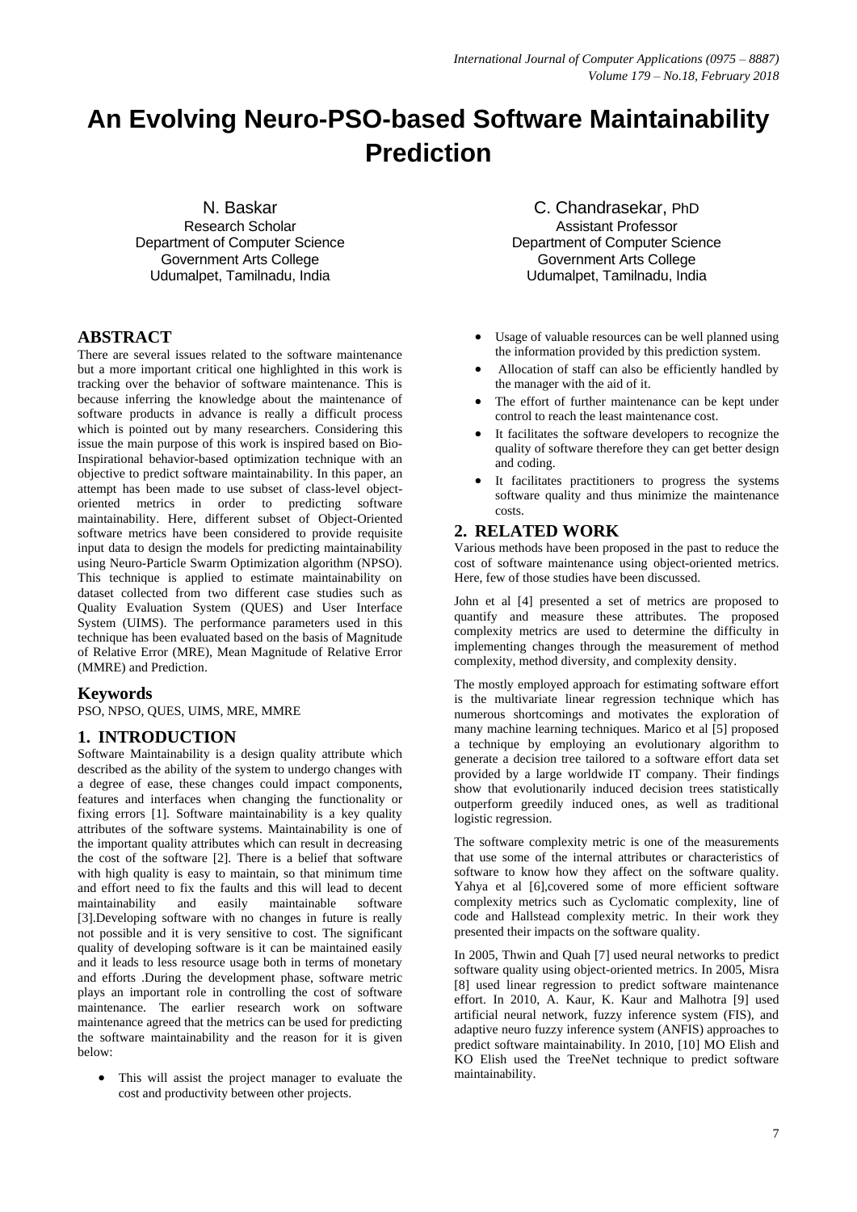# An Evolving Neuro-PSO-based Software Maintainability Prediction

N. Baskar
Research Scholar
Department of Computer Science
Government Arts College
Udumalpet, Tamilnadu, India

C. Chandrasekar, PhD
Assistant Professor
Department of Computer Science
Government Arts College
Udumalpet, Tamilnadu, India

## ABSTRACT

There are several issues related to the software maintenance but a more important critical one highlighted in this work is tracking over the behavior of software maintenance. This is because inferring the knowledge about the maintenance of software products in advance is really a difficult process which is pointed out by many researchers. Considering this issue the main purpose of this work is inspired based on Bio-Inspirational behavior-based optimization technique with an objective to predict software maintainability. In this paper, an attempt has been made to use subset of class-level object-oriented metrics in order to predicting software maintainability. Here, different subset of Object-Oriented software metrics have been considered to provide requisite input data to design the models for predicting maintainability using Neuro-Particle Swarm Optimization algorithm (NPSO). This technique is applied to estimate maintainability on dataset collected from two different case studies such as Quality Evaluation System (QUES) and User Interface System (UIMS). The performance parameters used in this technique has been evaluated based on the basis of Magnitude of Relative Error (MRE), Mean Magnitude of Relative Error (MMRE) and Prediction.

## Keywords

PSO, NPSO, QUES, UIMS, MRE, MMRE

## 1. INTRODUCTION

Software Maintainability is a design quality attribute which described as the ability of the system to undergo changes with a degree of ease, these changes could impact components, features and interfaces when changing the functionality or fixing errors [1]. Software maintainability is a key quality attributes of the software systems. Maintainability is one of the important quality attributes which can result in decreasing the cost of the software [2]. There is a belief that software with high quality is easy to maintain, so that minimum time and effort need to fix the faults and this will lead to decent maintainability and easily maintainable software [3].Developing software with no changes in future is really not possible and it is very sensitive to cost. The significant quality of developing software is it can be maintained easily and it leads to less resource usage both in terms of monetary and efforts .During the development phase, software metric plays an important role in controlling the cost of software maintenance. The earlier research work on software maintenance agreed that the metrics can be used for predicting the software maintainability and the reason for it is given below:

- This will assist the project manager to evaluate the cost and productivity between other projects.
- Usage of valuable resources can be well planned using the information provided by this prediction system.
- Allocation of staff can also be efficiently handled by the manager with the aid of it.
- The effort of further maintenance can be kept under control to reach the least maintenance cost.
- It facilitates the software developers to recognize the quality of software therefore they can get better design and coding.
- It facilitates practitioners to progress the systems software quality and thus minimize the maintenance costs.

## 2. RELATED WORK

Various methods have been proposed in the past to reduce the cost of software maintenance using object-oriented metrics. Here, few of those studies have been discussed.

John et al [4] presented a set of metrics are proposed to quantify and measure these attributes. The proposed complexity metrics are used to determine the difficulty in implementing changes through the measurement of method complexity, method diversity, and complexity density.

The mostly employed approach for estimating software effort is the multivariate linear regression technique which has numerous shortcomings and motivates the exploration of many machine learning techniques. Marico et al [5] proposed a technique by employing an evolutionary algorithm to generate a decision tree tailored to a software effort data set provided by a large worldwide IT company. Their findings show that evolutionarily induced decision trees statistically outperform greedily induced ones, as well as traditional logistic regression.

The software complexity metric is one of the measurements that use some of the internal attributes or characteristics of software to know how they affect on the software quality. Yahya et al [6],covered some of more efficient software complexity metrics such as Cyclomatic complexity, line of code and Hallstead complexity metric. In their work they presented their impacts on the software quality.

In 2005, Thwin and Quah [7] used neural networks to predict software quality using object-oriented metrics. In 2005, Misra [8] used linear regression to predict software maintenance effort. In 2010, A. Kaur, K. Kaur and Malhotra [9] used artificial neural network, fuzzy inference system (FIS), and adaptive neuro fuzzy inference system (ANFIS) approaches to predict software maintainability. In 2010, [10] MO Elish and KO Elish used the TreeNet technique to predict software maintainability.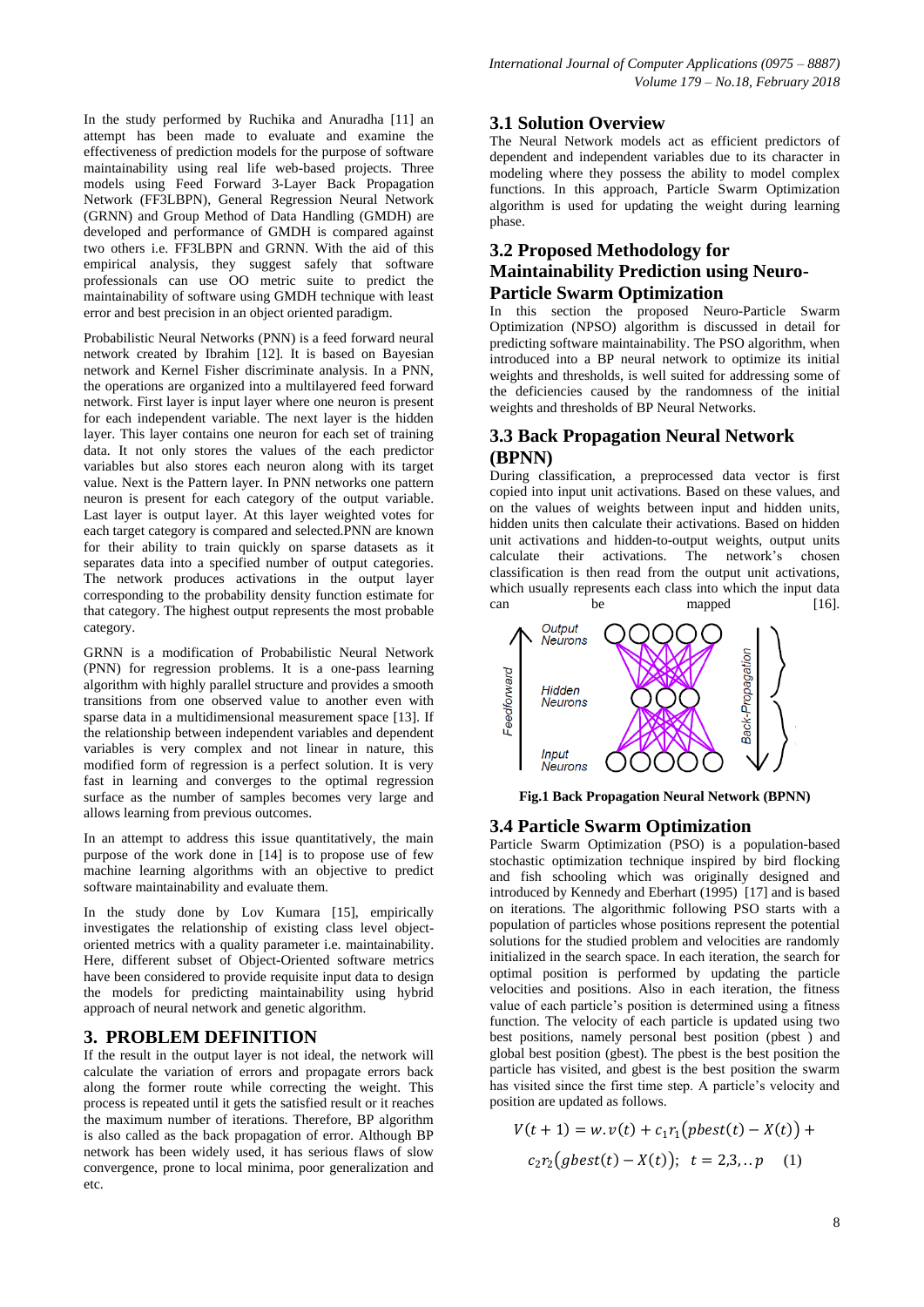In the study performed by Ruchika and Anuradha [11] an attempt has been made to evaluate and examine the effectiveness of prediction models for the purpose of software maintainability using real life web-based projects. Three models using Feed Forward 3-Layer Back Propagation Network (FF3LBPN), General Regression Neural Network (GRNN) and Group Method of Data Handling (GMDH) are developed and performance of GMDH is compared against two others i.e. FF3LBPN and GRNN. With the aid of this empirical analysis, they suggest safely that software professionals can use OO metric suite to predict the maintainability of software using GMDH technique with least error and best precision in an object oriented paradigm.

Probabilistic Neural Networks (PNN) is a feed forward neural network created by Ibrahim [12]. It is based on Bayesian network and Kernel Fisher discriminate analysis. In a PNN, the operations are organized into a multilayered feed forward network. First layer is input layer where one neuron is present for each independent variable. The next layer is the hidden layer. This layer contains one neuron for each set of training data. It not only stores the values of the each predictor variables but also stores each neuron along with its target value. Next is the Pattern layer. In PNN networks one pattern neuron is present for each category of the output variable. Last layer is output layer. At this layer weighted votes for each target category is compared and selected.PNN are known for their ability to train quickly on sparse datasets as it separates data into a specified number of output categories. The network produces activations in the output layer corresponding to the probability density function estimate for that category. The highest output represents the most probable category.

GRNN is a modification of Probabilistic Neural Network (PNN) for regression problems. It is a one-pass learning algorithm with highly parallel structure and provides a smooth transitions from one observed value to another even with sparse data in a multidimensional measurement space [13]. If the relationship between independent variables and dependent variables is very complex and not linear in nature, this modified form of regression is a perfect solution. It is very fast in learning and converges to the optimal regression surface as the number of samples becomes very large and allows learning from previous outcomes.

In an attempt to address this issue quantitatively, the main purpose of the work done in [14] is to propose use of few machine learning algorithms with an objective to predict software maintainability and evaluate them.

In the study done by Lov Kumara [15], empirically investigates the relationship of existing class level object-oriented metrics with a quality parameter i.e. maintainability. Here, different subset of Object-Oriented software metrics have been considered to provide requisite input data to design the models for predicting maintainability using hybrid approach of neural network and genetic algorithm.

## 3. PROBLEM DEFINITION

If the result in the output layer is not ideal, the network will calculate the variation of errors and propagate errors back along the former route while correcting the weight. This process is repeated until it gets the satisfied result or it reaches the maximum number of iterations. Therefore, BP algorithm is also called as the back propagation of error. Although BP network has been widely used, it has serious flaws of slow convergence, prone to local minima, poor generalization and etc.

### 3.1 Solution Overview

The Neural Network models act as efficient predictors of dependent and independent variables due to its character in modeling where they possess the ability to model complex functions. In this approach, Particle Swarm Optimization algorithm is used for updating the weight during learning phase.

### 3.2 Proposed Methodology for Maintainability Prediction using Neuro-Particle Swarm Optimization

In this section the proposed Neuro-Particle Swarm Optimization (NPSO) algorithm is discussed in detail for predicting software maintainability. The PSO algorithm, when introduced into a BP neural network to optimize its initial weights and thresholds, is well suited for addressing some of the deficiencies caused by the randomness of the initial weights and thresholds of BP Neural Networks.

### 3.3 Back Propagation Neural Network (BPNN)

During classification, a preprocessed data vector is first copied into input unit activations. Based on these values, and on the values of weights between input and hidden units, hidden units then calculate their activations. Based on hidden unit activations and hidden-to-output weights, output units calculate their activations. The network's chosen classification is then read from the output unit activations, which usually represents each class into which the input data can be mapped [16].

**Fig.1 Back Propagation Neural Network (BPNN)**

### 3.4 Particle Swarm Optimization

Particle Swarm Optimization (PSO) is a population-based stochastic optimization technique inspired by bird flocking and fish schooling which was originally designed and introduced by Kennedy and Eberhart (1995) [17] and is based on iterations. The algorithmic following PSO starts with a population of particles whose positions represent the potential solutions for the studied problem and velocities are randomly initialized in the search space. In each iteration, the search for optimal position is performed by updating the particle velocities and positions. Also in each iteration, the fitness value of each particle's position is determined using a fitness function. The velocity of each particle is updated using two best positions, namely personal best position (pbest ) and global best position (gbest). The pbest is the best position the particle has visited, and gbest is the best position the swarm has visited since the first time step. A particle's velocity and position are updated as follows.

$$V(t+1) = w.v(t) + c_1 r_1 \big(pbest(t) - X(t)\big) + c_2 r_2 \big(gbest(t) - X(t)\big); \quad t = 2,3,..p \quad (1)$$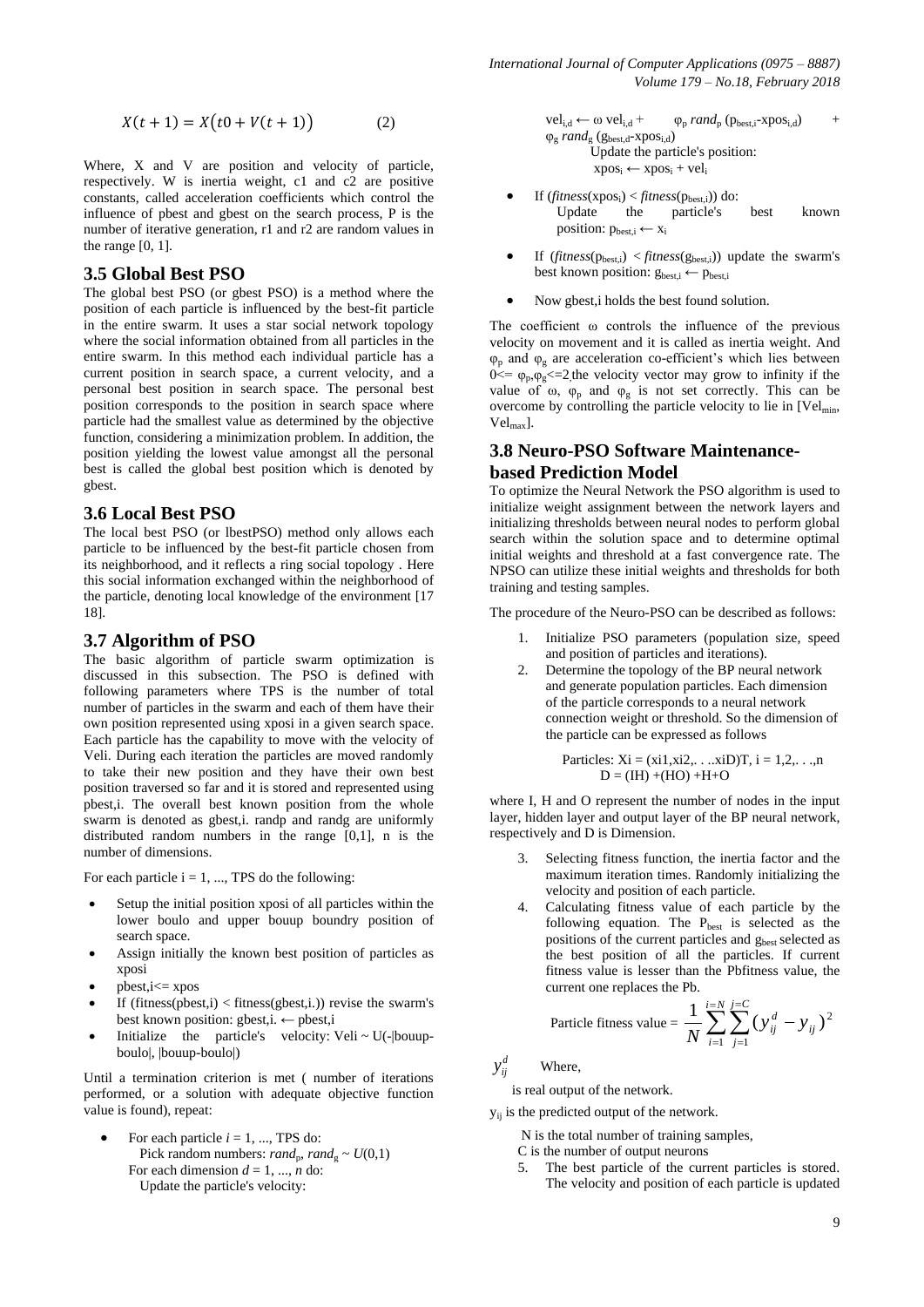$$X(t+1) = X\big(t0 + V(t+1)\big) \qquad (2)$$

Where, X and V are position and velocity of particle, respectively. W is inertia weight, c1 and c2 are positive constants, called acceleration coefficients which control the influence of pbest and gbest on the search process, P is the number of iterative generation, r1 and r2 are random values in the range [0, 1].

## 3.5 Global Best PSO

The global best PSO (or gbest PSO) is a method where the position of each particle is influenced by the best-fit particle in the entire swarm. It uses a star social network topology where the social information obtained from all particles in the entire swarm. In this method each individual particle has a current position in search space, a current velocity, and a personal best position in search space. The personal best position corresponds to the position in search space where particle had the smallest value as determined by the objective function, considering a minimization problem. In addition, the position yielding the lowest value amongst all the personal best is called the global best position which is denoted by gbest.

## 3.6 Local Best PSO

The local best PSO (or lbestPSO) method only allows each particle to be influenced by the best-fit particle chosen from its neighborhood, and it reflects a ring social topology . Here this social information exchanged within the neighborhood of the particle, denoting local knowledge of the environment [17 18].

## 3.7 Algorithm of PSO

The basic algorithm of particle swarm optimization is discussed in this subsection. The PSO is defined with following parameters where TPS is the number of total number of particles in the swarm and each of them have their own position represented using xposi in a given search space. Each particle has the capability to move with the velocity of Veli. During each iteration the particles are moved randomly to take their new position and they have their own best position traversed so far and it is stored and represented using pbest,i. The overall best known position from the whole swarm is denoted as gbest,i. randp and randg are uniformly distributed random numbers in the range [0,1], n is the number of dimensions.

For each particle i = 1, ..., TPS do the following:

- Setup the initial position xposi of all particles within the lower boulo and upper bouup boundry position of search space.
- Assign initially the known best position of particles as xposi
- pbest,i<= xpos
- If (fitness(pbest,i) < fitness(gbest,i.)) revise the swarm's best known position: gbest,i. ← pbest,i
- Initialize the particle's velocity: Veli ~ U(-|bouup-boulo|, |bouup-boulo|)

Until a termination criterion is met ( number of iterations performed, or a solution with adequate objective function value is found), repeat:

- For each particle $i$ = 1, ..., TPS do:
  Pick random numbers: $rand_p$, $rand_g$ ~ $U(0,1)$
  For each dimension $d$ = 1, ..., $n$ do:
  Update the particle's velocity:
  $vel_{i,d} \leftarrow \omega\, vel_{i,d} + \varphi_p\, rand_p\, (p_{best,i} - xpos_{i,d}) + \varphi_g\, rand_g\, (g_{best,d} - xpos_{i,d})$
  Update the particle's position:
  $xpos_i \leftarrow xpos_i + vel_i$
- If ($fitness(xpos_i) < fitness(p_{best,i})$) do:
  Update the particle's best known position: $p_{best,i} \leftarrow x_i$
- If ($fitness(p_{best,i}) < fitness(g_{best,i})$) update the swarm's best known position: $g_{best,i} \leftarrow p_{best,i}$
- Now gbest,i holds the best found solution.

The coefficient ω controls the influence of the previous velocity on movement and it is called as inertia weight. And $\varphi_p$ and $\varphi_g$ are acceleration co-efficient's which lies between $0 <= \varphi_p, \varphi_g <= 2$, the velocity vector may grow to infinity if the value of ω, $\varphi_p$ and $\varphi_g$ is not set correctly. This can be overcome by controlling the particle velocity to lie in [$Vel_{min}$, $Vel_{max}$].

## 3.8 Neuro-PSO Software Maintenance-based Prediction Model

To optimize the Neural Network the PSO algorithm is used to initialize weight assignment between the network layers and initializing thresholds between neural nodes to perform global search within the solution space and to determine optimal initial weights and threshold at a fast convergence rate. The NPSO can utilize these initial weights and thresholds for both training and testing samples.

The procedure of the Neuro-PSO can be described as follows:

1. Initialize PSO parameters (population size, speed and position of particles and iterations).
2. Determine the topology of the BP neural network and generate population particles. Each dimension of the particle corresponds to a neural network connection weight or threshold. So the dimension of the particle can be expressed as follows

   Particles: Xi = (xi1,xi2,. . ..xiD)T, i = 1,2,. . .,n
   D = (IH) +(HO) +H+O

where I, H and O represent the number of nodes in the input layer, hidden layer and output layer of the BP neural network, respectively and D is Dimension.

3. Selecting fitness function, the inertia factor and the maximum iteration times. Randomly initializing the velocity and position of each particle.
4. Calculating fitness value of each particle by the following equation. The $P_{best}$ is selected as the positions of the current particles and $g_{best}$ selected as the best position of all the particles. If current fitness value is lesser than the Pbfitness value, the current one replaces the Pb.

$$\text{Particle fitness value} = \frac{1}{N}\sum_{i=1}^{i=N}\sum_{j=1}^{j=C}\left(y_{ij}^{d} - y_{ij}\right)^2$$

Where, $y_{ij}^{d}$ is real output of the network.

$y_{ij}$ is the predicted output of the network.

N is the total number of training samples,

C is the number of output neurons

5. The best particle of the current particles is stored. The velocity and position of each particle is updated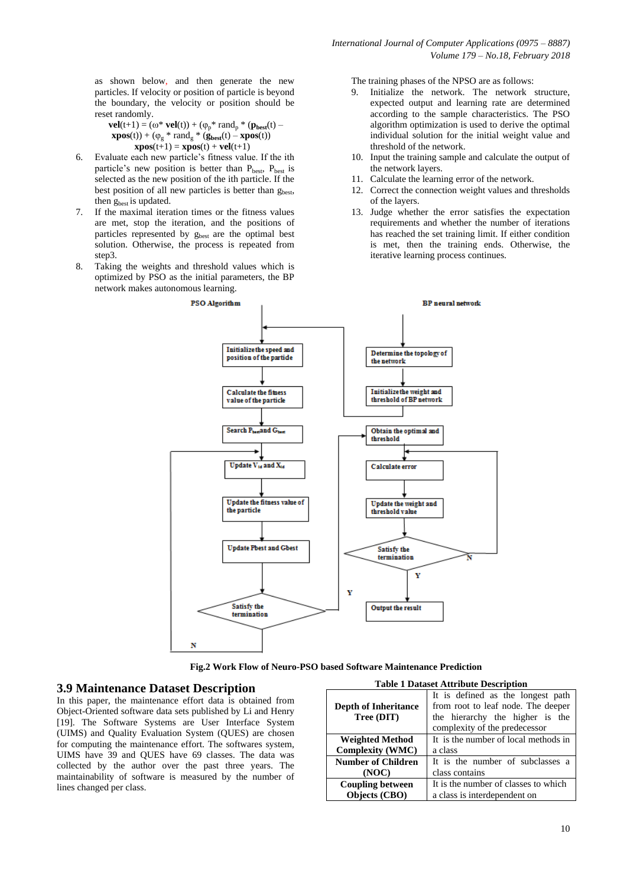as shown below, and then generate the new particles. If velocity or position of particle is beyond the boundary, the velocity or position should be reset randomly.

$$\mathbf{vel}(t+1) = (\omega^* \mathbf{vel}(t)) + (\varphi_p{}^* \text{rand}_p * (\mathbf{p_{best}}(t) - \mathbf{xpos}(t)) + (\varphi_g * \text{rand}_g * (\mathbf{g_{best}}(t) - \mathbf{xpos}(t))$$

$$\mathbf{xpos}(t+1) = \mathbf{xpos}(t) + \mathbf{vel}(t+1)$$

6. Evaluate each new particle's fitness value. If the ith particle's new position is better than $P_{best}$, $P_{best}$ is selected as the new position of the ith particle. If the best position of all new particles is better than $g_{best}$, then $g_{best}$ is updated.
7. If the maximal iteration times or the fitness values are met, stop the iteration, and the positions of particles represented by $g_{best}$ are the optimal best solution. Otherwise, the process is repeated from step3.
8. Taking the weights and threshold values which is optimized by PSO as the initial parameters, the BP network makes autonomous learning.

The training phases of the NPSO are as follows:

9. Initialize the network. The network structure, expected output and learning rate are determined according to the sample characteristics. The PSO algorithm optimization is used to derive the optimal individual solution for the initial weight value and threshold of the network.
10. Input the training sample and calculate the output of the network layers.
11. Calculate the learning error of the network.
12. Correct the connection weight values and thresholds of the layers.
13. Judge whether the error satisfies the expectation requirements and whether the number of iterations has reached the set training limit. If either condition is met, then the training ends. Otherwise, the iterative learning process continues.

**Fig.2 Work Flow of Neuro-PSO based Software Maintenance Prediction**

## 3.9 Maintenance Dataset Description

In this paper, the maintenance effort data is obtained from Object-Oriented software data sets published by Li and Henry [19]. The Software Systems are User Interface System (UIMS) and Quality Evaluation System (QUES) are chosen for computing the maintenance effort. The softwares system, UIMS have 39 and QUES have 69 classes. The data was collected by the author over the past three years. The maintainability of software is measured by the number of lines changed per class.

**Table 1 Dataset Attribute Description**

| | |
|---|---|
| **Depth of Inheritance Tree (DIT)** | It is defined as the longest path from root to leaf node. The deeper the hierarchy the higher is the complexity of the predecessor |
| **Weighted Method Complexity (WMC)** | It is the number of local methods in a class |
| **Number of Children (NOC)** | It is the number of subclasses a class contains |
| **Coupling between Objects (CBO)** | It is the number of classes to which a class is interdependent on |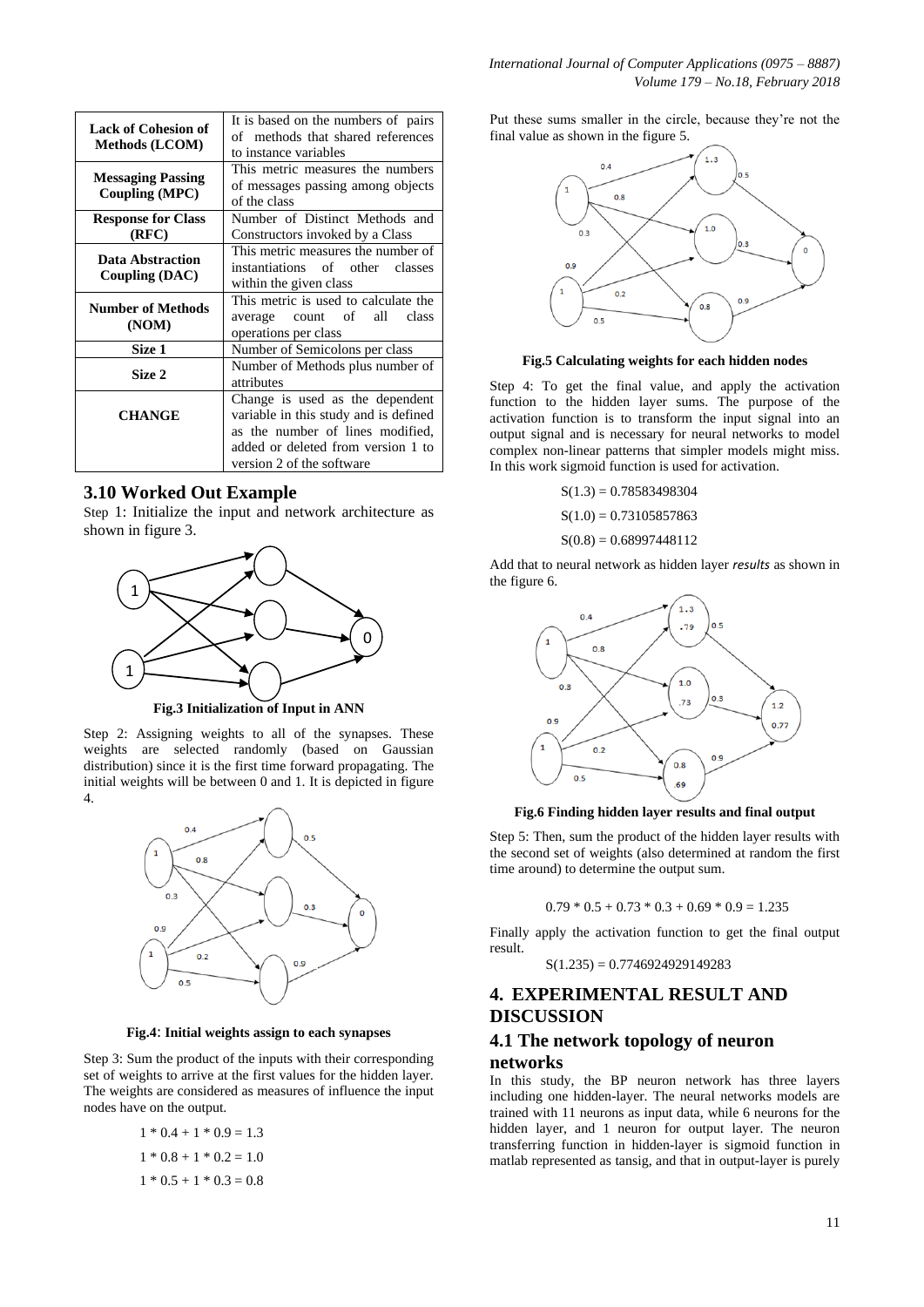| | |
|---|---|
| **Lack of Cohesion of Methods (LCOM)** | It is based on the numbers of pairs of methods that shared references to instance variables |
| **Messaging Passing Coupling (MPC)** | This metric measures the numbers of messages passing among objects of the class |
| **Response for Class (RFC)** | Number of Distinct Methods and Constructors invoked by a Class |
| **Data Abstraction Coupling (DAC)** | This metric measures the number of instantiations of other classes within the given class |
| **Number of Methods (NOM)** | This metric is used to calculate the average count of all class operations per class |
| **Size 1** | Number of Semicolons per class |
| **Size 2** | Number of Methods plus number of attributes |
| **CHANGE** | Change is used as the dependent variable in this study and is defined as the number of lines modified, added or deleted from version 1 to version 2 of the software |

## 3.10 Worked Out Example

Step 1: Initialize the input and network architecture as shown in figure 3.

**Fig.3 Initialization of Input in ANN**

Step 2: Assigning weights to all of the synapses. These weights are selected randomly (based on Gaussian distribution) since it is the first time forward propagating. The initial weights will be between 0 and 1. It is depicted in figure 4.

**Fig.4: Initial weights assign to each synapses**

Step 3: Sum the product of the inputs with their corresponding set of weights to arrive at the first values for the hidden layer. The weights are considered as measures of influence the input nodes have on the output.

$$1 * 0.4 + 1 * 0.9 = 1.3$$

$$1 * 0.8 + 1 * 0.2 = 1.0$$

$$1 * 0.5 + 1 * 0.3 = 0.8$$

Put these sums smaller in the circle, because they're not the final value as shown in the figure 5.

**Fig.5 Calculating weights for each hidden nodes**

Step 4: To get the final value, and apply the activation function to the hidden layer sums. The purpose of the activation function is to transform the input signal into an output signal and is necessary for neural networks to model complex non-linear patterns that simpler models might miss. In this work sigmoid function is used for activation.

$$S(1.3) = 0.78583498304$$

$$S(1.0) = 0.73105857863$$

$$S(0.8) = 0.68997448112$$

Add that to neural network as hidden layer *results* as shown in the figure 6.

**Fig.6 Finding hidden layer results and final output**

Step 5: Then, sum the product of the hidden layer results with the second set of weights (also determined at random the first time around) to determine the output sum.

$$0.79 * 0.5 + 0.73 * 0.3 + 0.69 * 0.9 = 1.235$$

Finally apply the activation function to get the final output result.

$$S(1.235) = 0.7746924929149283$$

# 4. EXPERIMENTAL RESULT AND DISCUSSION

## 4.1 The network topology of neuron networks

In this study, the BP neuron network has three layers including one hidden-layer. The neural networks models are trained with 11 neurons as input data, while 6 neurons for the hidden layer, and 1 neuron for output layer. The neuron transferring function in hidden-layer is sigmoid function in matlab represented as tansig, and that in output-layer is purely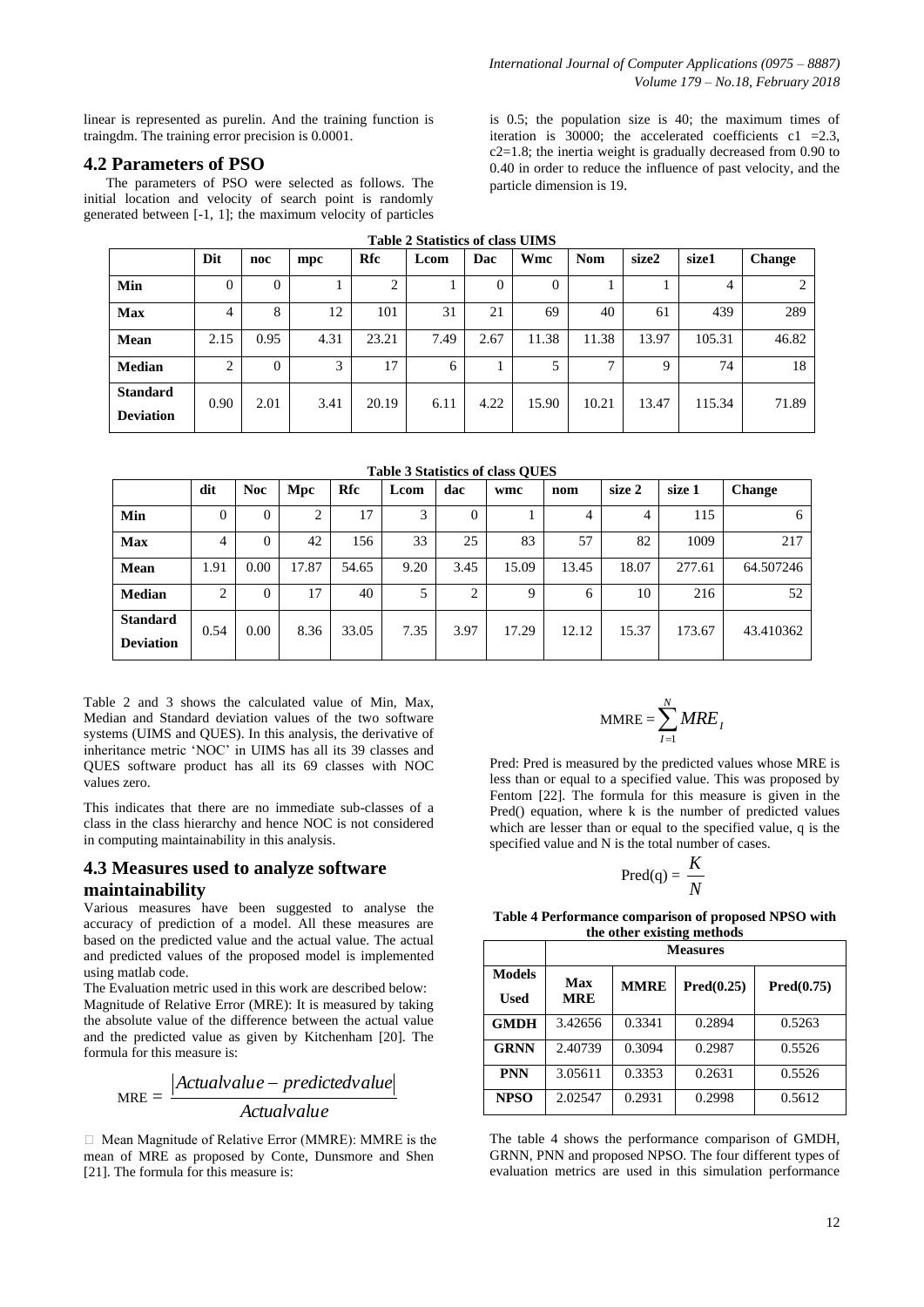linear is represented as purelin. And the training function is traingdm. The training error precision is 0.0001.

## 4.2 Parameters of PSO

The parameters of PSO were selected as follows. The initial location and velocity of search point is randomly generated between [-1, 1]; the maximum velocity of particles is 0.5; the population size is 40; the maximum times of iteration is 30000; the accelerated coefficients c1 =2.3, c2=1.8; the inertia weight is gradually decreased from 0.90 to 0.40 in order to reduce the influence of past velocity, and the particle dimension is 19.

**Table 2 Statistics of class UIMS**

| | Dit | noc | mpc | Rfc | Lcom | Dac | Wmc | Nom | size2 | size1 | Change |
|---|---|---|---|---|---|---|---|---|---|---|---|
| **Min** | 0 | 0 | 1 | 2 | 1 | 0 | 0 | 1 | 1 | 4 | 2 |
| **Max** | 4 | 8 | 12 | 101 | 31 | 21 | 69 | 40 | 61 | 439 | 289 |
| **Mean** | 2.15 | 0.95 | 4.31 | 23.21 | 7.49 | 2.67 | 11.38 | 11.38 | 13.97 | 105.31 | 46.82 |
| **Median** | 2 | 0 | 3 | 17 | 6 | 1 | 5 | 7 | 9 | 74 | 18 |
| **Standard Deviation** | 0.90 | 2.01 | 3.41 | 20.19 | 6.11 | 4.22 | 15.90 | 10.21 | 13.47 | 115.34 | 71.89 |

**Table 3 Statistics of class QUES**

| | dit | Noc | Mpc | Rfc | Lcom | dac | wmc | nom | size 2 | size 1 | Change |
|---|---|---|---|---|---|---|---|---|---|---|---|
| **Min** | 0 | 0 | 2 | 17 | 3 | 0 | 1 | 4 | 4 | 115 | 6 |
| **Max** | 4 | 0 | 42 | 156 | 33 | 25 | 83 | 57 | 82 | 1009 | 217 |
| **Mean** | 1.91 | 0.00 | 17.87 | 54.65 | 9.20 | 3.45 | 15.09 | 13.45 | 18.07 | 277.61 | 64.507246 |
| **Median** | 2 | 0 | 17 | 40 | 5 | 2 | 9 | 6 | 10 | 216 | 52 |
| **Standard Deviation** | 0.54 | 0.00 | 8.36 | 33.05 | 7.35 | 3.97 | 17.29 | 12.12 | 15.37 | 173.67 | 43.410362 |

Table 2 and 3 shows the calculated value of Min, Max, Median and Standard deviation values of the two software systems (UIMS and QUES). In this analysis, the derivative of inheritance metric 'NOC' in UIMS has all its 39 classes and QUES software product has all its 69 classes with NOC values zero.

This indicates that there are no immediate sub-classes of a class in the class hierarchy and hence NOC is not considered in computing maintainability in this analysis.

## 4.3 Measures used to analyze software maintainability

Various measures have been suggested to analyse the accuracy of prediction of a model. All these measures are based on the predicted value and the actual value. The actual and predicted values of the proposed model is implemented using matlab code.

The Evaluation metric used in this work are described below:

Magnitude of Relative Error (MRE): It is measured by taking the absolute value of the difference between the actual value and the predicted value as given by Kitchenham [20]. The formula for this measure is:

$$\text{MRE} = \frac{|Actualvalue - predictedvalue|}{Actualvalue}$$

- Mean Magnitude of Relative Error (MMRE): MMRE is the mean of MRE as proposed by Conte, Dunsmore and Shen [21]. The formula for this measure is:

$$\text{MMRE} = \sum_{I=1}^{N} MRE_I$$

Pred: Pred is measured by the predicted values whose MRE is less than or equal to a specified value. This was proposed by Fentom [22]. The formula for this measure is given in the Pred() equation, where k is the number of predicted values which are lesser than or equal to the specified value, q is the specified value and N is the total number of cases.

$$\text{Pred(q)} = \frac{K}{N}$$

**Table 4 Performance comparison of proposed NPSO with the other existing methods**

| Models Used | Measures | | | |
|---|---|---|---|---|
| | **Max MRE** | **MMRE** | **Pred(0.25)** | **Pred(0.75)** |
| **GMDH** | 3.42656 | 0.3341 | 0.2894 | 0.5263 |
| **GRNN** | 2.40739 | 0.3094 | 0.2987 | 0.5526 |
| **PNN** | 3.05611 | 0.3353 | 0.2631 | 0.5526 |
| **NPSO** | 2.02547 | 0.2931 | 0.2998 | 0.5612 |

The table 4 shows the performance comparison of GMDH, GRNN, PNN and proposed NPSO. The four different types of evaluation metrics are used in this simulation performance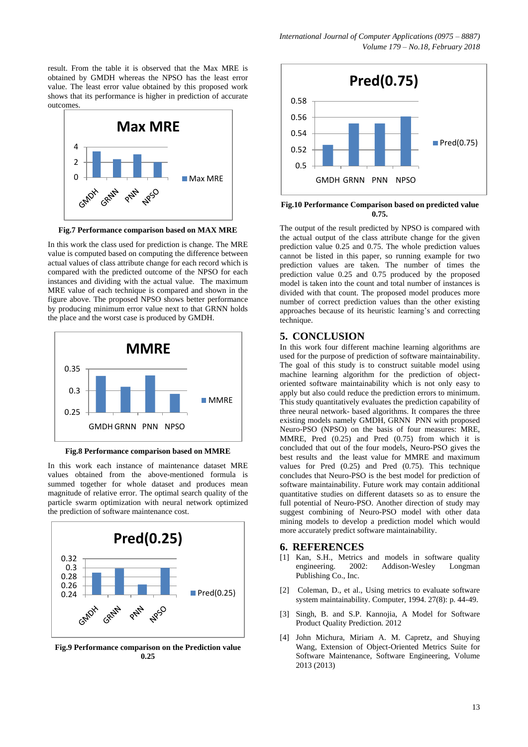result. From the table it is observed that the Max MRE is obtained by GMDH whereas the NPSO has the least error value. The least error value obtained by this proposed work shows that its performance is higher in prediction of accurate outcomes.

**Fig.7 Performance comparison based on MAX MRE**

In this work the class used for prediction is change. The MRE value is computed based on computing the difference between actual values of class attribute change for each record which is compared with the predicted outcome of the NPSO for each instances and dividing with the actual value. The maximum MRE value of each technique is compared and shown in the figure above. The proposed NPSO shows better performance by producing minimum error value next to that GRNN holds the place and the worst case is produced by GMDH.

**Fig.8 Performance comparison based on MMRE**

In this work each instance of maintenance dataset MRE values obtained from the above-mentioned formula is summed together for whole dataset and produces mean magnitude of relative error. The optimal search quality of the particle swarm optimization with neural network optimized the prediction of software maintenance cost.

**Fig.9 Performance comparison on the Prediction value 0.25**

**Fig.10 Performance Comparison based on predicted value 0.75.**

The output of the result predicted by NPSO is compared with the actual output of the class attribute change for the given prediction value 0.25 and 0.75. The whole prediction values cannot be listed in this paper, so running example for two prediction values are taken. The number of times the prediction value 0.25 and 0.75 produced by the proposed model is taken into the count and total number of instances is divided with that count. The proposed model produces more number of correct prediction values than the other existing approaches because of its heuristic learning's and correcting technique.

## 5. CONCLUSION

In this work four different machine learning algorithms are used for the purpose of prediction of software maintainability. The goal of this study is to construct suitable model using machine learning algorithm for the prediction of object-oriented software maintainability which is not only easy to apply but also could reduce the prediction errors to minimum. This study quantitatively evaluates the prediction capability of three neural network- based algorithms. It compares the three existing models namely GMDH, GRNN PNN with proposed Neuro-PSO (NPSO) on the basis of four measures: MRE, MMRE, Pred (0.25) and Pred (0.75) from which it is concluded that out of the four models, Neuro-PSO gives the best results and the least value for MMRE and maximum values for Pred (0.25) and Pred (0.75). This technique concludes that Neuro-PSO is the best model for prediction of software maintainability. Future work may contain additional quantitative studies on different datasets so as to ensure the full potential of Neuro-PSO. Another direction of study may suggest combining of Neuro-PSO model with other data mining models to develop a prediction model which would more accurately predict software maintainability.

## 6. REFERENCES

[1] Kan, S.H., Metrics and models in software quality engineering. 2002: Addison-Wesley Longman Publishing Co., Inc.

[2] Coleman, D., et al., Using metrics to evaluate software system maintainability. Computer, 1994. 27(8): p. 44-49.

[3] Singh, B. and S.P. Kannojia, A Model for Software Product Quality Prediction. 2012

[4] John Michura, Miriam A. M. Capretz, and Shuying Wang, Extension of Object-Oriented Metrics Suite for Software Maintenance, Software Engineering, Volume 2013 (2013)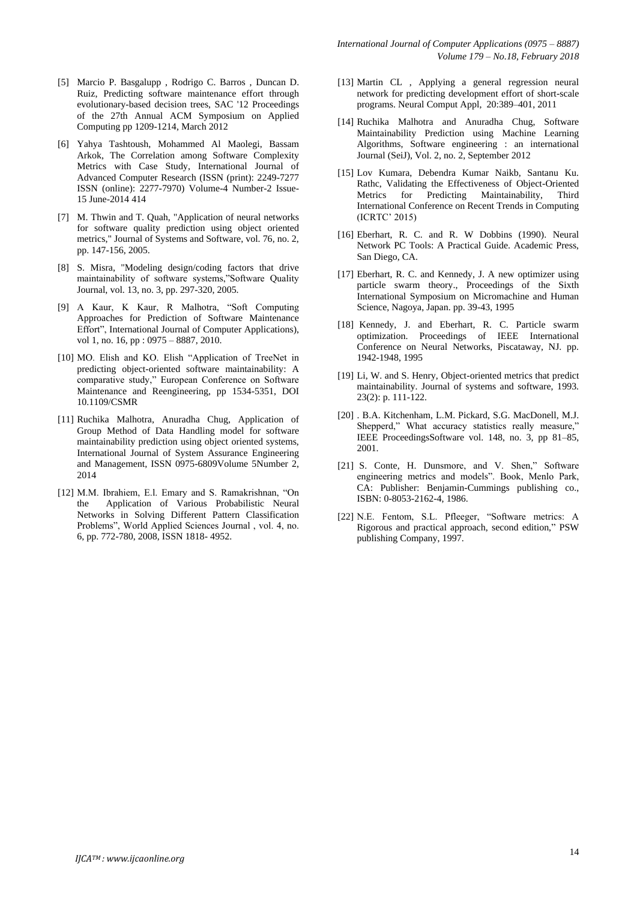[5] Marcio P. Basgalupp , Rodrigo C. Barros , Duncan D. Ruiz, Predicting software maintenance effort through evolutionary-based decision trees, SAC '12 Proceedings of the 27th Annual ACM Symposium on Applied Computing pp 1209-1214, March 2012

[6] Yahya Tashtoush, Mohammed Al Maolegi, Bassam Arkok, The Correlation among Software Complexity Metrics with Case Study, International Journal of Advanced Computer Research (ISSN (print): 2249-7277 ISSN (online): 2277-7970) Volume-4 Number-2 Issue-15 June-2014 414

[7] M. Thwin and T. Quah, "Application of neural networks for software quality prediction using object oriented metrics," Journal of Systems and Software, vol. 76, no. 2, pp. 147-156, 2005.

[8] S. Misra, "Modeling design/coding factors that drive maintainability of software systems,"Software Quality Journal, vol. 13, no. 3, pp. 297-320, 2005.

[9] A Kaur, K Kaur, R Malhotra, "Soft Computing Approaches for Prediction of Software Maintenance Effort", International Journal of Computer Applications), vol 1, no. 16, pp : 0975 – 8887, 2010.

[10] MO. Elish and KO. Elish "Application of TreeNet in predicting object-oriented software maintainability: A comparative study," European Conference on Software Maintenance and Reengineering, pp 1534-5351, DOI 10.1109/CSMR

[11] Ruchika Malhotra, Anuradha Chug, Application of Group Method of Data Handling model for software maintainability prediction using object oriented systems, International Journal of System Assurance Engineering and Management, ISSN 0975-6809Volume 5Number 2, 2014

[12] M.M. Ibrahiem, E.l. Emary and S. Ramakrishnan, "On the Application of Various Probabilistic Neural Networks in Solving Different Pattern Classification Problems", World Applied Sciences Journal , vol. 4, no. 6, pp. 772-780, 2008, ISSN 1818- 4952.

[13] Martin CL , Applying a general regression neural network for predicting development effort of short-scale programs. Neural Comput Appl, 20:389–401, 2011

[14] Ruchika Malhotra and Anuradha Chug, Software Maintainability Prediction using Machine Learning Algorithms, Software engineering : an international Journal (SeiJ), Vol. 2, no. 2, September 2012

[15] Lov Kumara, Debendra Kumar Naikb, Santanu Ku. Rathc, Validating the Effectiveness of Object-Oriented Metrics for Predicting Maintainability, Third International Conference on Recent Trends in Computing (ICRTC' 2015)

[16] Eberhart, R. C. and R. W Dobbins (1990). Neural Network PC Tools: A Practical Guide. Academic Press, San Diego, CA.

[17] Eberhart, R. C. and Kennedy, J. A new optimizer using particle swarm theory., Proceedings of the Sixth International Symposium on Micromachine and Human Science, Nagoya, Japan. pp. 39-43, 1995

[18] Kennedy, J. and Eberhart, R. C. Particle swarm optimization. Proceedings of IEEE International Conference on Neural Networks, Piscataway, NJ. pp. 1942-1948, 1995

[19] Li, W. and S. Henry, Object-oriented metrics that predict maintainability. Journal of systems and software, 1993. 23(2): p. 111-122.

[20] . B.A. Kitchenham, L.M. Pickard, S.G. MacDonell, M.J. Shepperd," What accuracy statistics really measure," IEEE ProceedingsSoftware vol. 148, no. 3, pp 81–85, 2001.

[21] S. Conte, H. Dunsmore, and V. Shen," Software engineering metrics and models". Book, Menlo Park, CA: Publisher: Benjamin-Cummings publishing co., ISBN: 0-8053-2162-4, 1986.

[22] N.E. Fentom, S.L. Pfleeger, "Software metrics: A Rigorous and practical approach, second edition," PSW publishing Company, 1997.